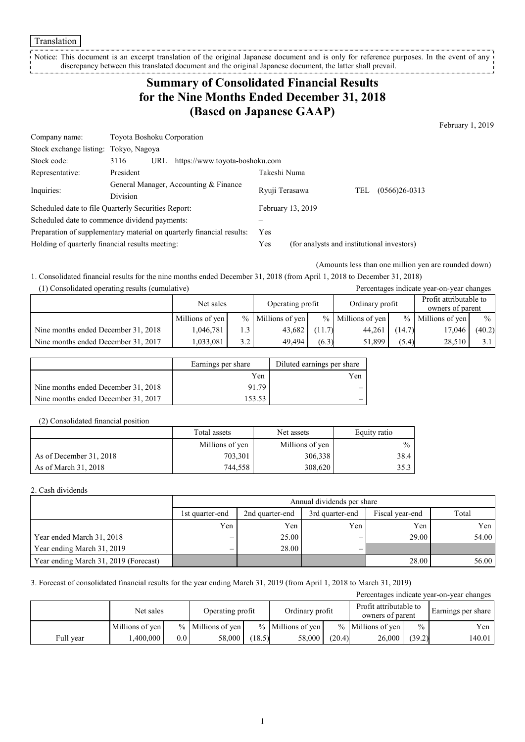Translation

Notice: This document is an excerpt translation of the original Japanese document and is only for reference purposes. In the event of any discrepancy between this translated document and the original Japanese document, the latter shall prevail.

# Summary of Consolidated Financial Results for the Nine Months Ended December 31, 2018 (Based on Japanese GAAP)

February 1, 2019

| | | | |
|---|---|---|---|
| Company name: | Toyota Boshoku Corporation | | |
| Stock exchange listing: | Tokyo, Nagoya | | |
| Stock code: | 3116 URL https://www.toyota-boshoku.com | | |
| Representative: | President | Takeshi Numa | |
| Inquiries: | General Manager, Accounting & Finance Division | Ryuji Terasawa | TEL (0566)26-0313 |
| Scheduled date to file Quarterly Securities Report: | | February 13, 2019 | |
| Scheduled date to commence dividend payments: | | – | |
| Preparation of supplementary material on quarterly financial results: | | Yes | |
| Holding of quarterly financial results meeting: | | Yes | (for analysts and institutional investors) |

(Amounts less than one million yen are rounded down)

1. Consolidated financial results for the nine months ended December 31, 2018 (from April 1, 2018 to December 31, 2018)

(1) Consolidated operating results (cumulative)

Percentages indicate year-on-year changes

| | Net sales | | Operating profit | | Ordinary profit | | Profit attributable to owners of parent | |
|---|---|---|---|---|---|---|---|---|
| | Millions of yen | % | Millions of yen | % | Millions of yen | % | Millions of yen | % |
| Nine months ended December 31, 2018 | 1,046,781 | 1.3 | 43,682 | (11.7) | 44,261 | (14.7) | 17,046 | (40.2) |
| Nine months ended December 31, 2017 | 1,033,081 | 3.2 | 49,494 | (6.3) | 51,899 | (5.4) | 28,510 | 3.1 |

| | Earnings per share | Diluted earnings per share |
|---|---|---|
| | Yen | Yen |
| Nine months ended December 31, 2018 | 91.79 | – |
| Nine months ended December 31, 2017 | 153.53 | – |

(2) Consolidated financial position

| | Total assets | Net assets | Equity ratio |
|---|---|---|---|
| | Millions of yen | Millions of yen | % |
| As of December 31, 2018 | 703,301 | 306,338 | 38.4 |
| As of March 31, 2018 | 744,558 | 308,620 | 35.3 |

2. Cash dividends

| | Annual dividends per share | | | | |
|---|---|---|---|---|---|
| | 1st quarter-end | 2nd quarter-end | 3rd quarter-end | Fiscal year-end | Total |
| | Yen | Yen | Yen | Yen | Yen |
| Year ended March 31, 2018 | – | 25.00 | – | 29.00 | 54.00 |
| Year ending March 31, 2019 | – | 28.00 | – | | |
| Year ending March 31, 2019 (Forecast) | | | | 28.00 | 56.00 |

3. Forecast of consolidated financial results for the year ending March 31, 2019 (from April 1, 2018 to March 31, 2019)

Percentages indicate year-on-year changes

| | Net sales | | Operating profit | | Ordinary profit | | Profit attributable to owners of parent | | Earnings per share |
|---|---|---|---|---|---|---|---|---|---|
| | Millions of yen | % | Millions of yen | % | Millions of yen | % | Millions of yen | % | Yen |
| Full year | 1,400,000 | 0.0 | 58,000 | (18.5) | 58,000 | (20.4) | 26,000 | (39.2) | 140.01 |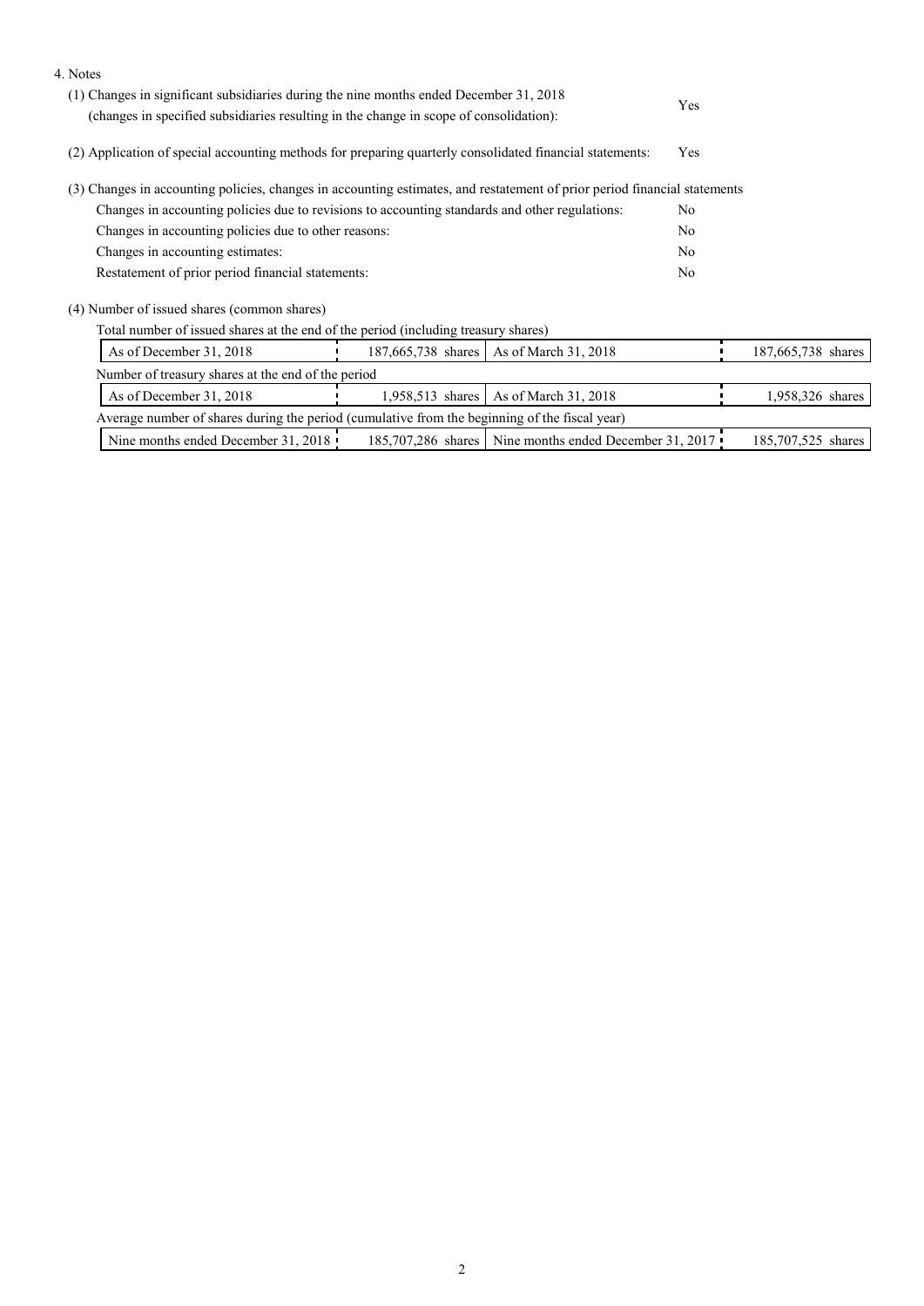4. Notes

(1) Changes in significant subsidiaries during the nine months ended December 31, 2018 (changes in specified subsidiaries resulting in the change in scope of consolidation): Yes

(2) Application of special accounting methods for preparing quarterly consolidated financial statements: Yes

(3) Changes in accounting policies, changes in accounting estimates, and restatement of prior period financial statements

| | |
|---|---|
| Changes in accounting policies due to revisions to accounting standards and other regulations: | No |
| Changes in accounting policies due to other reasons: | No |
| Changes in accounting estimates: | No |
| Restatement of prior period financial statements: | No |

(4) Number of issued shares (common shares)

Total number of issued shares at the end of the period (including treasury shares)

| | | | |
|---|---|---|---|
| As of December 31, 2018 | 187,665,738 shares | As of March 31, 2018 | 187,665,738 shares |

Number of treasury shares at the end of the period

| | | | |
|---|---|---|---|
| As of December 31, 2018 | 1,958,513 shares | As of March 31, 2018 | 1,958,326 shares |

Average number of shares during the period (cumulative from the beginning of the fiscal year)

| | | | |
|---|---|---|---|
| Nine months ended December 31, 2018 | 185,707,286 shares | Nine months ended December 31, 2017 | 185,707,525 shares |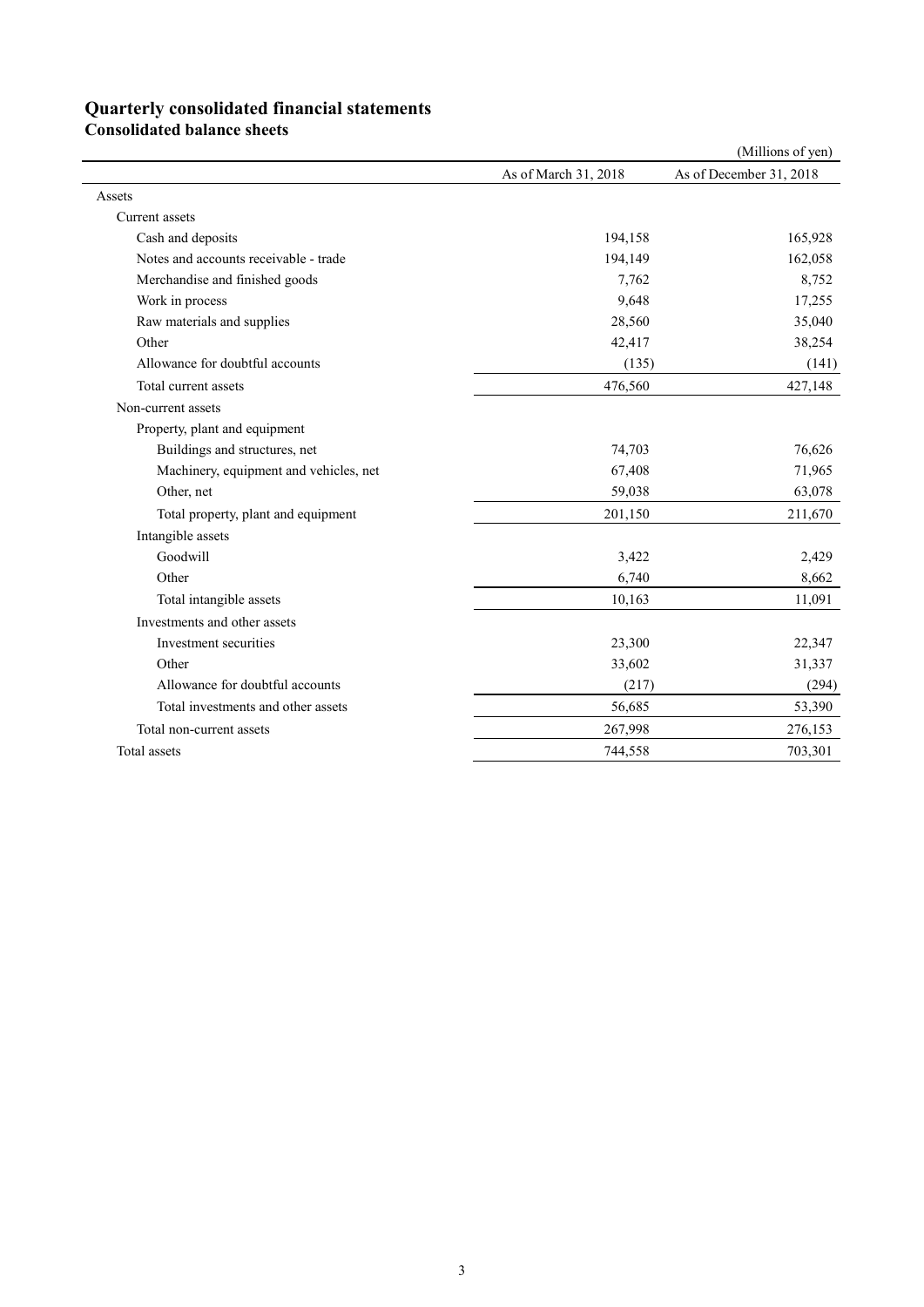# Quarterly consolidated financial statements

## Consolidated balance sheets

(Millions of yen)

| | As of March 31, 2018 | As of December 31, 2018 |
|---|---|---|
| Assets | | |
| Current assets | | |
| Cash and deposits | 194,158 | 165,928 |
| Notes and accounts receivable - trade | 194,149 | 162,058 |
| Merchandise and finished goods | 7,762 | 8,752 |
| Work in process | 9,648 | 17,255 |
| Raw materials and supplies | 28,560 | 35,040 |
| Other | 42,417 | 38,254 |
| Allowance for doubtful accounts | (135) | (141) |
| Total current assets | 476,560 | 427,148 |
| Non-current assets | | |
| Property, plant and equipment | | |
| Buildings and structures, net | 74,703 | 76,626 |
| Machinery, equipment and vehicles, net | 67,408 | 71,965 |
| Other, net | 59,038 | 63,078 |
| Total property, plant and equipment | 201,150 | 211,670 |
| Intangible assets | | |
| Goodwill | 3,422 | 2,429 |
| Other | 6,740 | 8,662 |
| Total intangible assets | 10,163 | 11,091 |
| Investments and other assets | | |
| Investment securities | 23,300 | 22,347 |
| Other | 33,602 | 31,337 |
| Allowance for doubtful accounts | (217) | (294) |
| Total investments and other assets | 56,685 | 53,390 |
| Total non-current assets | 267,998 | 276,153 |
| Total assets | 744,558 | 703,301 |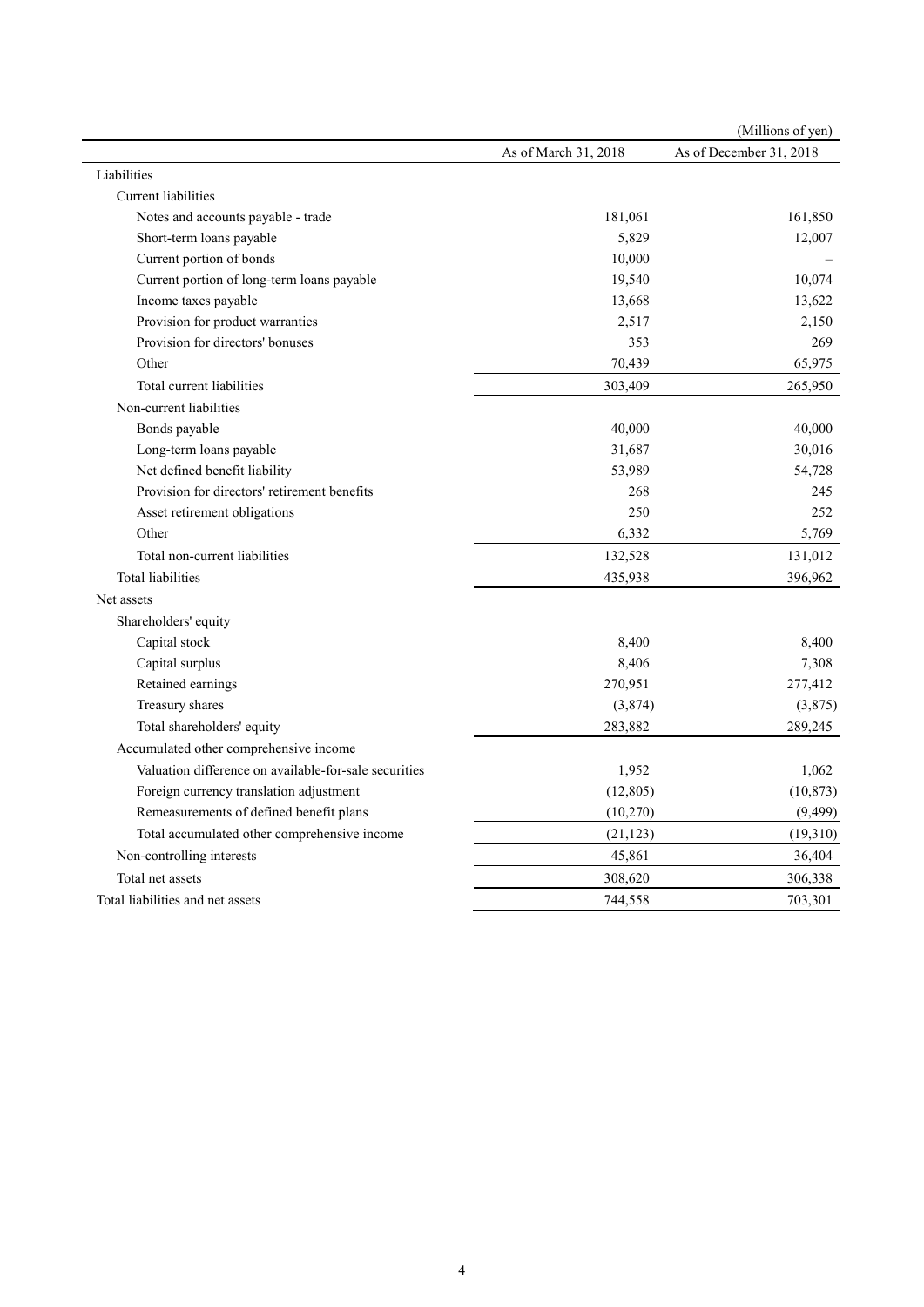(Millions of yen)

| | As of March 31, 2018 | As of December 31, 2018 |
|---|---|---|
| Liabilities | | |
| Current liabilities | | |
| Notes and accounts payable - trade | 181,061 | 161,850 |
| Short-term loans payable | 5,829 | 12,007 |
| Current portion of bonds | 10,000 | – |
| Current portion of long-term loans payable | 19,540 | 10,074 |
| Income taxes payable | 13,668 | 13,622 |
| Provision for product warranties | 2,517 | 2,150 |
| Provision for directors' bonuses | 353 | 269 |
| Other | 70,439 | 65,975 |
| Total current liabilities | 303,409 | 265,950 |
| Non-current liabilities | | |
| Bonds payable | 40,000 | 40,000 |
| Long-term loans payable | 31,687 | 30,016 |
| Net defined benefit liability | 53,989 | 54,728 |
| Provision for directors' retirement benefits | 268 | 245 |
| Asset retirement obligations | 250 | 252 |
| Other | 6,332 | 5,769 |
| Total non-current liabilities | 132,528 | 131,012 |
| Total liabilities | 435,938 | 396,962 |
| Net assets | | |
| Shareholders' equity | | |
| Capital stock | 8,400 | 8,400 |
| Capital surplus | 8,406 | 7,308 |
| Retained earnings | 270,951 | 277,412 |
| Treasury shares | (3,874) | (3,875) |
| Total shareholders' equity | 283,882 | 289,245 |
| Accumulated other comprehensive income | | |
| Valuation difference on available-for-sale securities | 1,952 | 1,062 |
| Foreign currency translation adjustment | (12,805) | (10,873) |
| Remeasurements of defined benefit plans | (10,270) | (9,499) |
| Total accumulated other comprehensive income | (21,123) | (19,310) |
| Non-controlling interests | 45,861 | 36,404 |
| Total net assets | 308,620 | 306,338 |
| Total liabilities and net assets | 744,558 | 703,301 |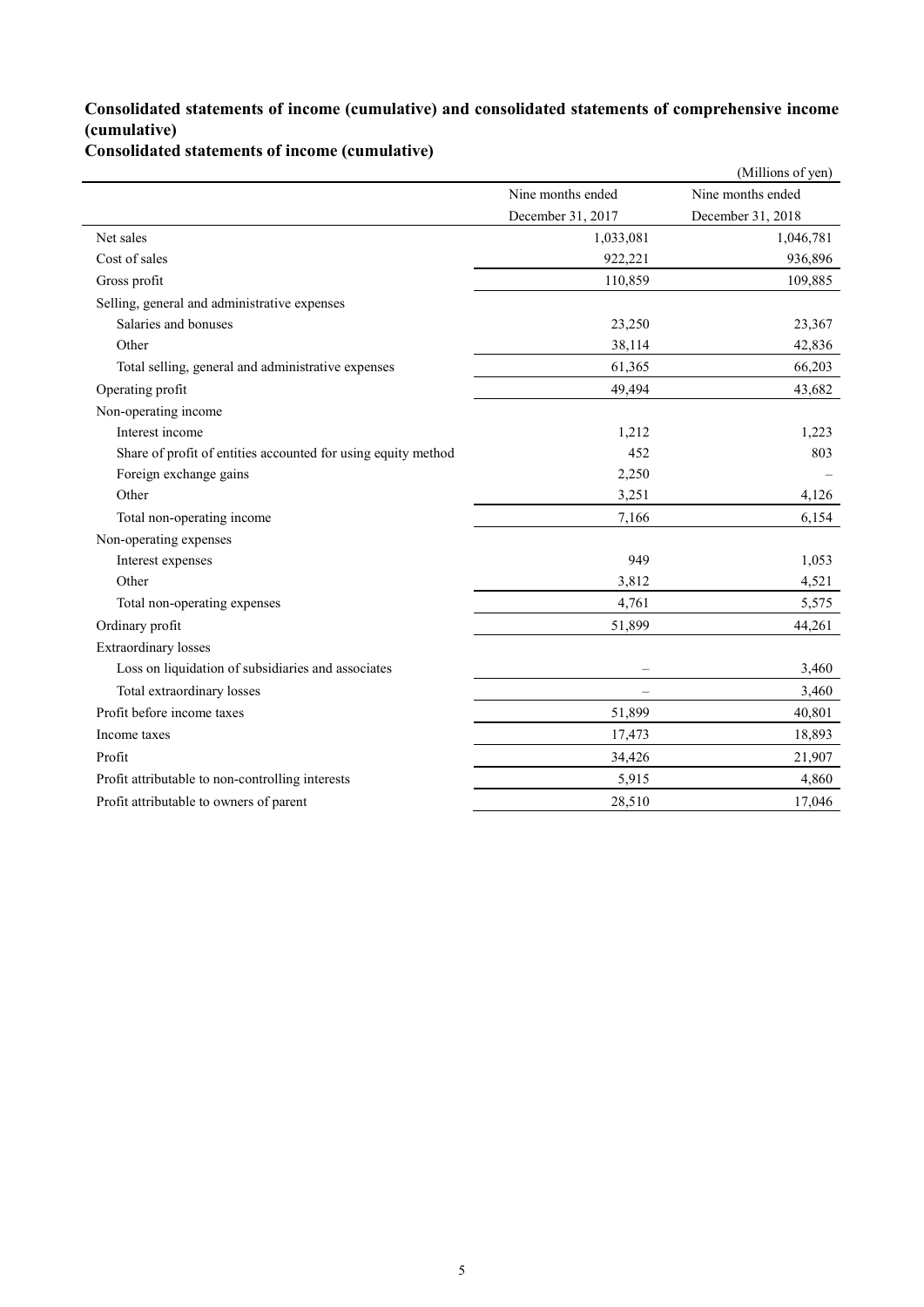## Consolidated statements of income (cumulative) and consolidated statements of comprehensive income (cumulative)

### Consolidated statements of income (cumulative)

(Millions of yen)

| | Nine months ended December 31, 2017 | Nine months ended December 31, 2018 |
|---|---|---|
| Net sales | 1,033,081 | 1,046,781 |
| Cost of sales | 922,221 | 936,896 |
| Gross profit | 110,859 | 109,885 |
| Selling, general and administrative expenses | | |
| Salaries and bonuses | 23,250 | 23,367 |
| Other | 38,114 | 42,836 |
| Total selling, general and administrative expenses | 61,365 | 66,203 |
| Operating profit | 49,494 | 43,682 |
| Non-operating income | | |
| Interest income | 1,212 | 1,223 |
| Share of profit of entities accounted for using equity method | 452 | 803 |
| Foreign exchange gains | 2,250 | – |
| Other | 3,251 | 4,126 |
| Total non-operating income | 7,166 | 6,154 |
| Non-operating expenses | | |
| Interest expenses | 949 | 1,053 |
| Other | 3,812 | 4,521 |
| Total non-operating expenses | 4,761 | 5,575 |
| Ordinary profit | 51,899 | 44,261 |
| Extraordinary losses | | |
| Loss on liquidation of subsidiaries and associates | – | 3,460 |
| Total extraordinary losses | – | 3,460 |
| Profit before income taxes | 51,899 | 40,801 |
| Income taxes | 17,473 | 18,893 |
| Profit | 34,426 | 21,907 |
| Profit attributable to non-controlling interests | 5,915 | 4,860 |
| Profit attributable to owners of parent | 28,510 | 17,046 |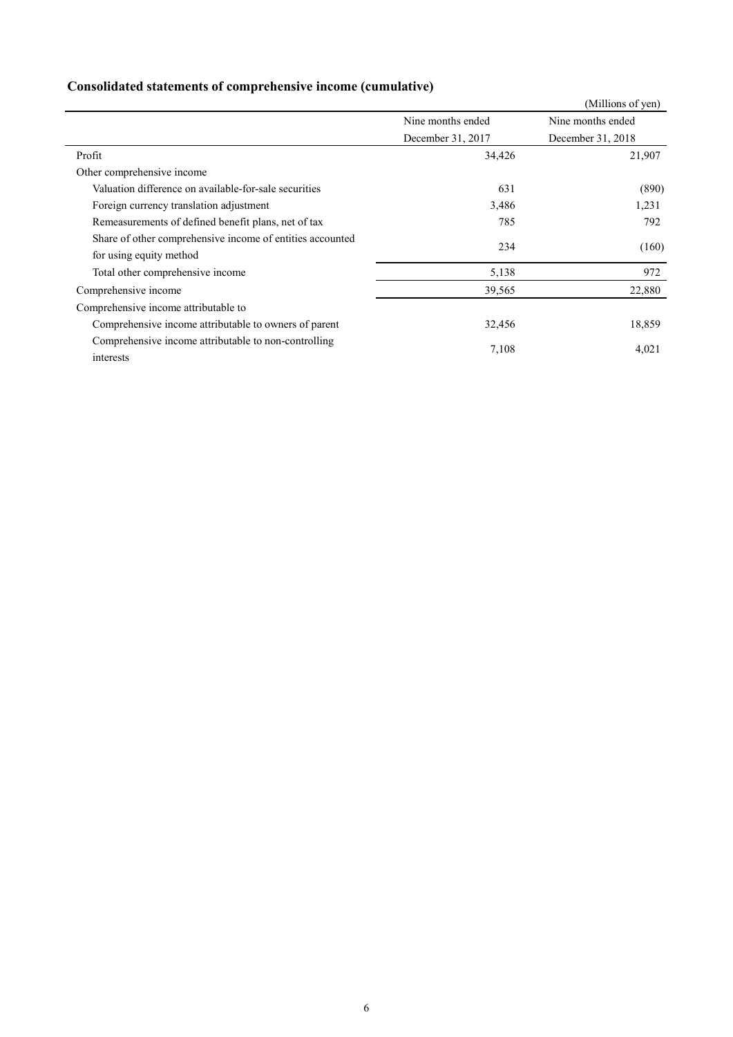## Consolidated statements of comprehensive income (cumulative)

(Millions of yen)

| | Nine months ended December 31, 2017 | Nine months ended December 31, 2018 |
|---|---|---|
| Profit | 34,426 | 21,907 |
| Other comprehensive income | | |
| Valuation difference on available-for-sale securities | 631 | (890) |
| Foreign currency translation adjustment | 3,486 | 1,231 |
| Remeasurements of defined benefit plans, net of tax | 785 | 792 |
| Share of other comprehensive income of entities accounted for using equity method | 234 | (160) |
| Total other comprehensive income | 5,138 | 972 |
| Comprehensive income | 39,565 | 22,880 |
| Comprehensive income attributable to | | |
| Comprehensive income attributable to owners of parent | 32,456 | 18,859 |
| Comprehensive income attributable to non-controlling interests | 7,108 | 4,021 |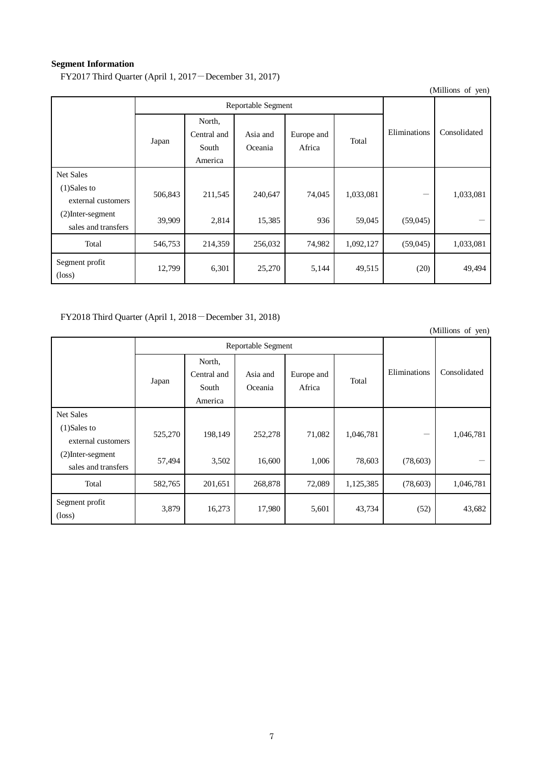**Segment Information**

FY2017 Third Quarter (April 1, 2017－December 31, 2017)

(Millions of yen)

| | Reportable Segment | | | | | Eliminations | Consolidated |
|---|---|---|---|---|---|---|---|
| | Japan | North, Central and South America | Asia and Oceania | Europe and Africa | Total | | |
| Net Sales | | | | | | | |
| (1)Sales to external customers | 506,843 | 211,545 | 240,647 | 74,045 | 1,033,081 | － | 1,033,081 |
| (2)Inter-segment sales and transfers | 39,909 | 2,814 | 15,385 | 936 | 59,045 | (59,045) | － |
| Total | 546,753 | 214,359 | 256,032 | 74,982 | 1,092,127 | (59,045) | 1,033,081 |
| Segment profit (loss) | 12,799 | 6,301 | 25,270 | 5,144 | 49,515 | (20) | 49,494 |

FY2018 Third Quarter (April 1, 2018－December 31, 2018)

(Millions of yen)

| | Reportable Segment | | | | | Eliminations | Consolidated |
|---|---|---|---|---|---|---|---|
| | Japan | North, Central and South America | Asia and Oceania | Europe and Africa | Total | | |
| Net Sales | | | | | | | |
| (1)Sales to external customers | 525,270 | 198,149 | 252,278 | 71,082 | 1,046,781 | － | 1,046,781 |
| (2)Inter-segment sales and transfers | 57,494 | 3,502 | 16,600 | 1,006 | 78,603 | (78,603) | － |
| Total | 582,765 | 201,651 | 268,878 | 72,089 | 1,125,385 | (78,603) | 1,046,781 |
| Segment profit (loss) | 3,879 | 16,273 | 17,980 | 5,601 | 43,734 | (52) | 43,682 |